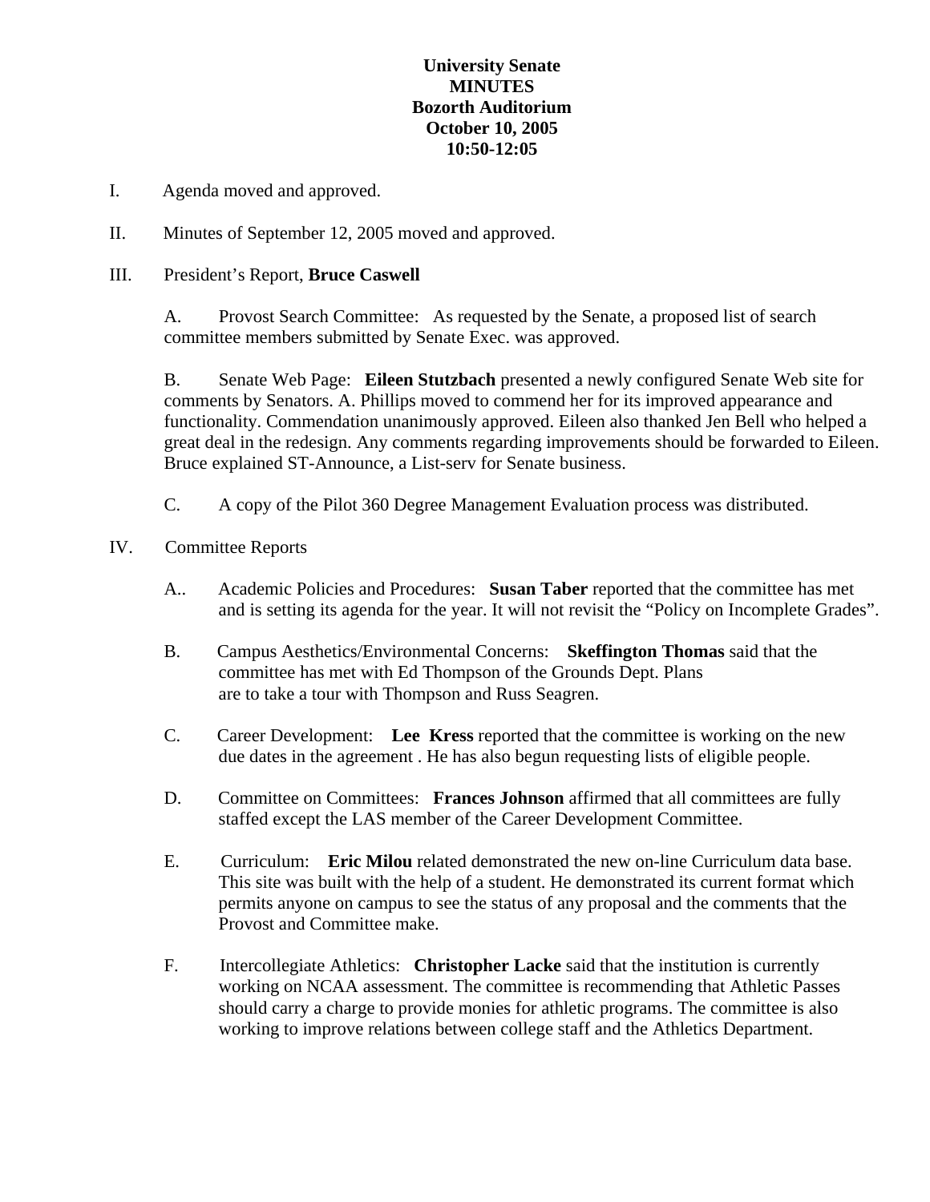**University Senate**
**MINUTES**
**Bozorth Auditorium**
**October 10, 2005**
**10:50-12:05**

I. Agenda moved and approved.

II. Minutes of September 12, 2005 moved and approved.

III. President's Report, **Bruce Caswell**

A. Provost Search Committee: As requested by the Senate, a proposed list of search committee members submitted by Senate Exec. was approved.

B. Senate Web Page: **Eileen Stutzbach** presented a newly configured Senate Web site for comments by Senators. A. Phillips moved to commend her for its improved appearance and functionality. Commendation unanimously approved. Eileen also thanked Jen Bell who helped a great deal in the redesign. Any comments regarding improvements should be forwarded to Eileen. Bruce explained ST-Announce, a List-serv for Senate business.

C. A copy of the Pilot 360 Degree Management Evaluation process was distributed.

IV. Committee Reports

A.. Academic Policies and Procedures: **Susan Taber** reported that the committee has met and is setting its agenda for the year. It will not revisit the "Policy on Incomplete Grades".

B. Campus Aesthetics/Environmental Concerns: **Skeffington Thomas** said that the committee has met with Ed Thompson of the Grounds Dept. Plans are to take a tour with Thompson and Russ Seagren.

C. Career Development: **Lee Kress** reported that the committee is working on the new due dates in the agreement . He has also begun requesting lists of eligible people.

D. Committee on Committees: **Frances Johnson** affirmed that all committees are fully staffed except the LAS member of the Career Development Committee.

E. Curriculum: **Eric Milou** related demonstrated the new on-line Curriculum data base. This site was built with the help of a student. He demonstrated its current format which permits anyone on campus to see the status of any proposal and the comments that the Provost and Committee make.

F. Intercollegiate Athletics: **Christopher Lacke** said that the institution is currently working on NCAA assessment. The committee is recommending that Athletic Passes should carry a charge to provide monies for athletic programs. The committee is also working to improve relations between college staff and the Athletics Department.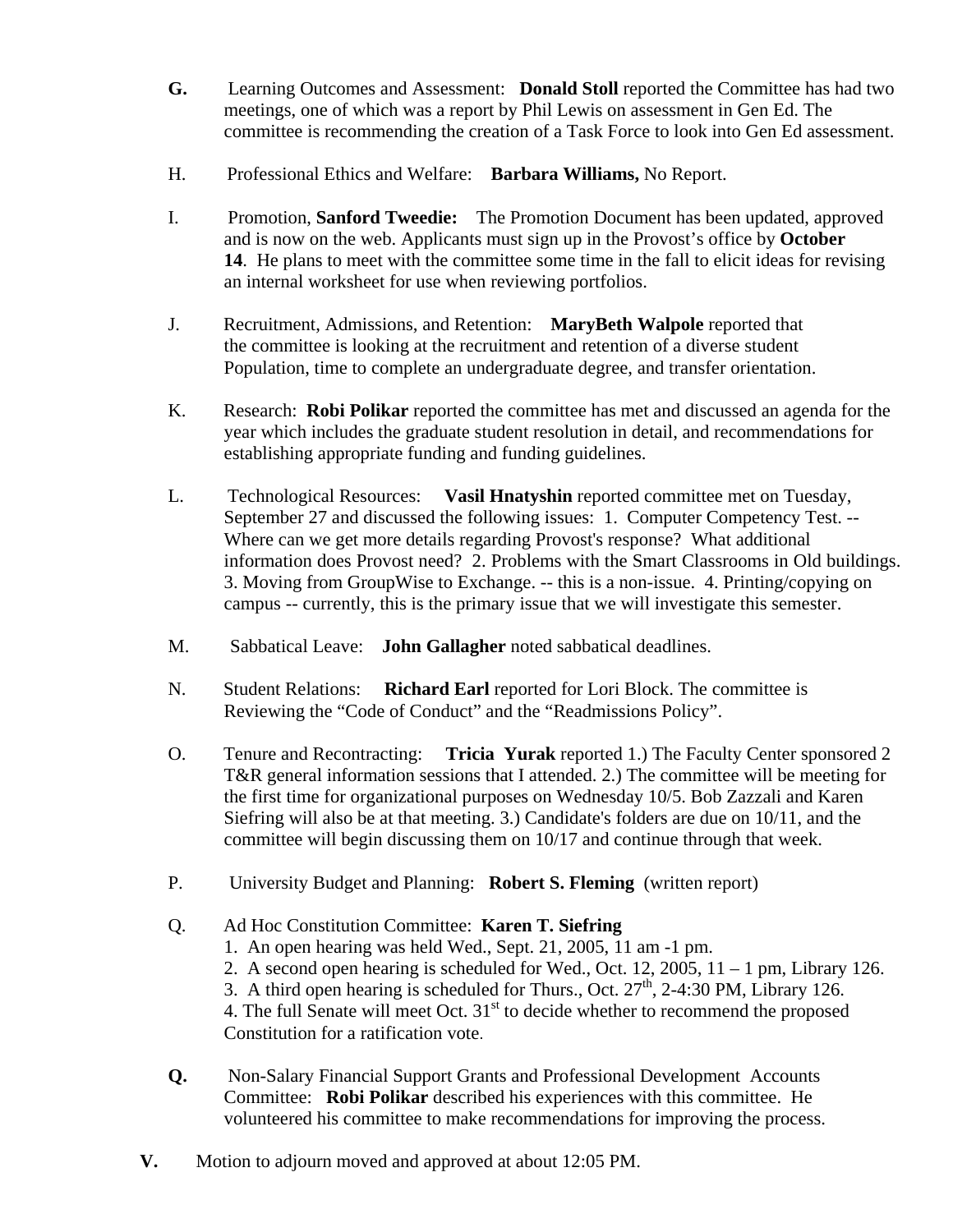**G.** Learning Outcomes and Assessment: **Donald Stoll** reported the Committee has had two meetings, one of which was a report by Phil Lewis on assessment in Gen Ed. The committee is recommending the creation of a Task Force to look into Gen Ed assessment.

H. Professional Ethics and Welfare: **Barbara Williams,** No Report.

I. Promotion, **Sanford Tweedie:** The Promotion Document has been updated, approved and is now on the web. Applicants must sign up in the Provost's office by **October 14**. He plans to meet with the committee some time in the fall to elicit ideas for revising an internal worksheet for use when reviewing portfolios.

J. Recruitment, Admissions, and Retention: **MaryBeth Walpole** reported that the committee is looking at the recruitment and retention of a diverse student Population, time to complete an undergraduate degree, and transfer orientation.

K. Research: **Robi Polikar** reported the committee has met and discussed an agenda for the year which includes the graduate student resolution in detail, and recommendations for establishing appropriate funding and funding guidelines.

L. Technological Resources: **Vasil Hnatyshin** reported committee met on Tuesday, September 27 and discussed the following issues: 1. Computer Competency Test. -- Where can we get more details regarding Provost's response? What additional information does Provost need? 2. Problems with the Smart Classrooms in Old buildings. 3. Moving from GroupWise to Exchange. -- this is a non-issue. 4. Printing/copying on campus -- currently, this is the primary issue that we will investigate this semester.

M. Sabbatical Leave: **John Gallagher** noted sabbatical deadlines.

N. Student Relations: **Richard Earl** reported for Lori Block. The committee is Reviewing the "Code of Conduct" and the "Readmissions Policy".

O. Tenure and Recontracting: **Tricia Yurak** reported 1.) The Faculty Center sponsored 2 T&R general information sessions that I attended. 2.) The committee will be meeting for the first time for organizational purposes on Wednesday 10/5. Bob Zazzali and Karen Siefring will also be at that meeting. 3.) Candidate's folders are due on 10/11, and the committee will begin discussing them on 10/17 and continue through that week.

P. University Budget and Planning: **Robert S. Fleming** (written report)

Q. Ad Hoc Constitution Committee: **Karen T. Siefring**
1. An open hearing was held Wed., Sept. 21, 2005, 11 am -1 pm.
2. A second open hearing is scheduled for Wed., Oct. 12, 2005, 11 – 1 pm, Library 126.
3. A third open hearing is scheduled for Thurs., Oct. 27th, 2-4:30 PM, Library 126.
4. The full Senate will meet Oct. 31st to decide whether to recommend the proposed Constitution for a ratification vote.

**Q.** Non-Salary Financial Support Grants and Professional Development Accounts Committee: **Robi Polikar** described his experiences with this committee. He volunteered his committee to make recommendations for improving the process.

**V.** Motion to adjourn moved and approved at about 12:05 PM.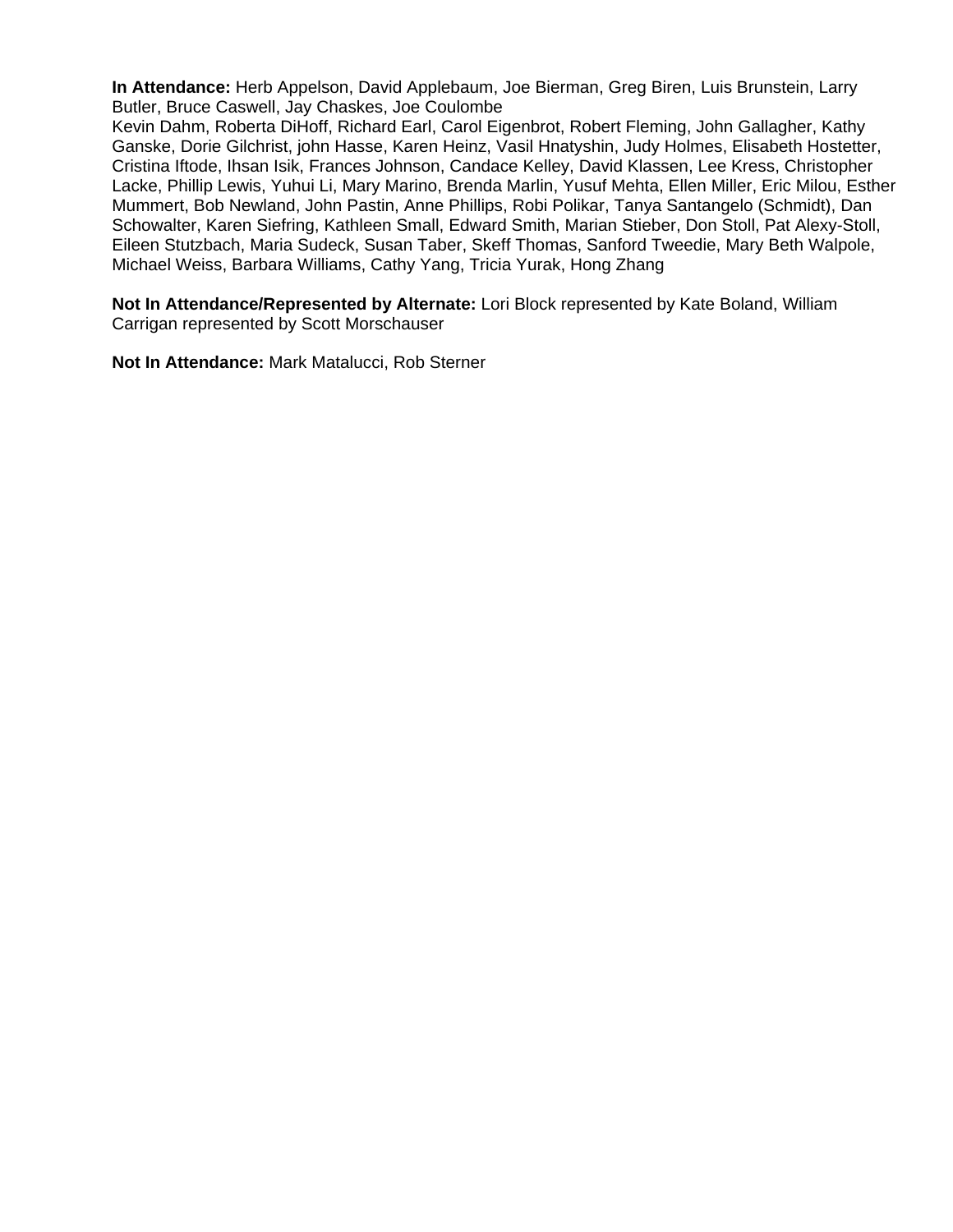**In Attendance:** Herb Appelson, David Applebaum, Joe Bierman, Greg Biren, Luis Brunstein, Larry Butler, Bruce Caswell, Jay Chaskes, Joe Coulombe
Kevin Dahm, Roberta DiHoff, Richard Earl, Carol Eigenbrot, Robert Fleming, John Gallagher, Kathy Ganske, Dorie Gilchrist, john Hasse, Karen Heinz, Vasil Hnatyshin, Judy Holmes, Elisabeth Hostetter, Cristina Iftode, Ihsan Isik, Frances Johnson, Candace Kelley, David Klassen, Lee Kress, Christopher Lacke, Phillip Lewis, Yuhui Li, Mary Marino, Brenda Marlin, Yusuf Mehta, Ellen Miller, Eric Milou, Esther Mummert, Bob Newland, John Pastin, Anne Phillips, Robi Polikar, Tanya Santangelo (Schmidt), Dan Schowalter, Karen Siefring, Kathleen Small, Edward Smith, Marian Stieber, Don Stoll, Pat Alexy-Stoll, Eileen Stutzbach, Maria Sudeck, Susan Taber, Skeff Thomas, Sanford Tweedie, Mary Beth Walpole, Michael Weiss, Barbara Williams, Cathy Yang, Tricia Yurak, Hong Zhang

**Not In Attendance/Represented by Alternate:** Lori Block represented by Kate Boland, William Carrigan represented by Scott Morschauser

**Not In Attendance:** Mark Matalucci, Rob Sterner